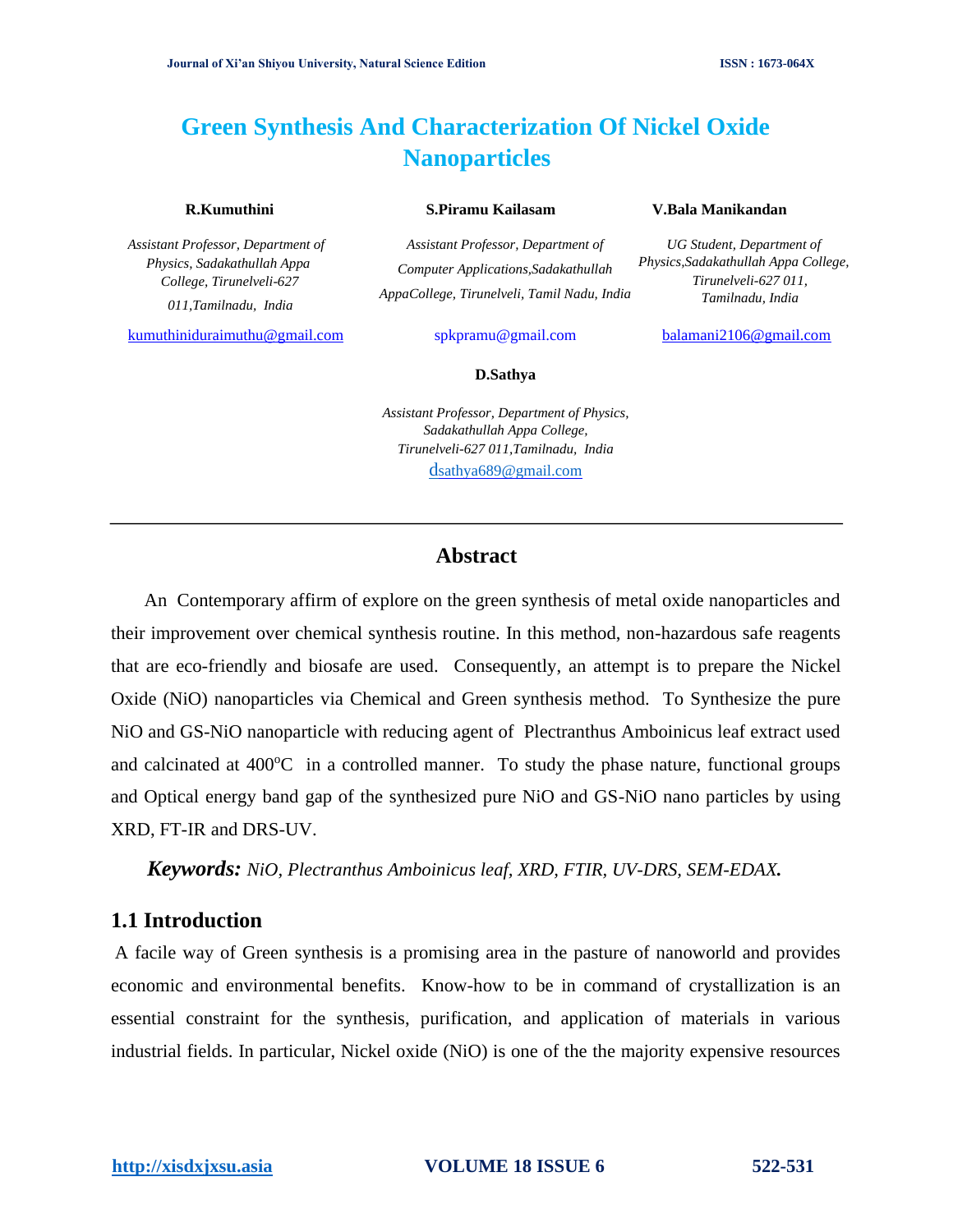# Green Synthesis And Characterization Of Nickel Oxide Nanoparticles

**R.Kumuthini**

*Assistant Professor, Department of Physics, Sadakathullah Appa College, Tirunelveli-627 011,Tamilnadu, India*

kumuthiniduraimuthu@gmail.com

**S.Piramu Kailasam**

*Assistant Professor, Department of Computer Applications,Sadakathullah AppaCollege, Tirunelveli, Tamil Nadu, India*

spkpramu@gmail.com

**V.Bala Manikandan**

*UG Student, Department of Physics,Sadakathullah Appa College, Tirunelveli-627 011, Tamilnadu, India*

balamani2106@gmail.com

**D.Sathya**

*Assistant Professor, Department of Physics, Sadakathullah Appa College, Tirunelveli-627 011,Tamilnadu, India*

dsathya689@gmail.com

---

## Abstract

An Contemporary affirm of explore on the green synthesis of metal oxide nanoparticles and their improvement over chemical synthesis routine. In this method, non-hazardous safe reagents that are eco-friendly and biosafe are used. Consequently, an attempt is to prepare the Nickel Oxide (NiO) nanoparticles via Chemical and Green synthesis method. To Synthesize the pure NiO and GS-NiO nanoparticle with reducing agent of Plectranthus Amboinicus leaf extract used and calcinated at 400$^{o}$C in a controlled manner. To study the phase nature, functional groups and Optical energy band gap of the synthesized pure NiO and GS-NiO nano particles by using XRD, FT-IR and DRS-UV.

***Keywords:*** *NiO, Plectranthus Amboinicus leaf, XRD, FTIR, UV-DRS, SEM-EDAX.*

## 1.1 Introduction

A facile way of Green synthesis is a promising area in the pasture of nanoworld and provides economic and environmental benefits. Know-how to be in command of crystallization is an essential constraint for the synthesis, purification, and application of materials in various industrial fields. In particular, Nickel oxide (NiO) is one of the the majority expensive resources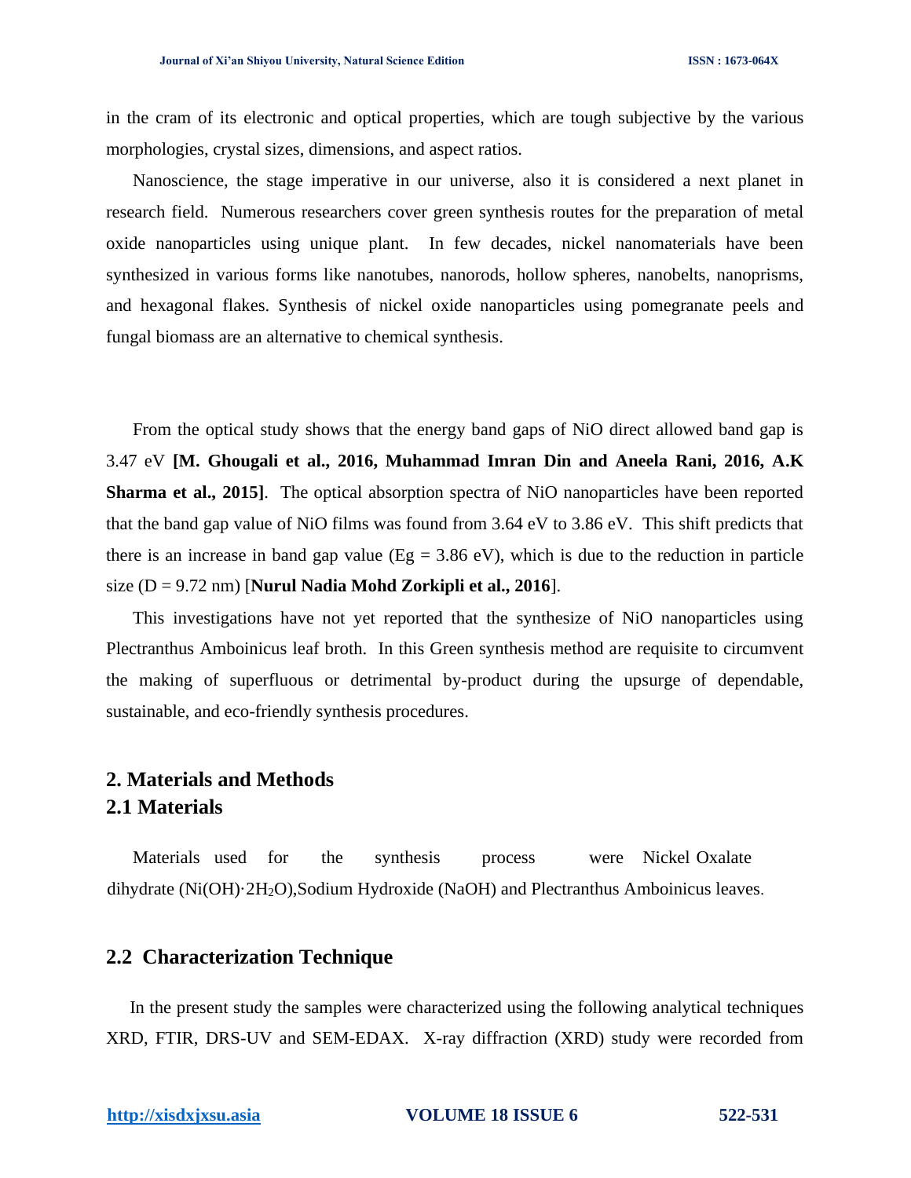in the cram of its electronic and optical properties, which are tough subjective by the various morphologies, crystal sizes, dimensions, and aspect ratios.

Nanoscience, the stage imperative in our universe, also it is considered a next planet in research field. Numerous researchers cover green synthesis routes for the preparation of metal oxide nanoparticles using unique plant. In few decades, nickel nanomaterials have been synthesized in various forms like nanotubes, nanorods, hollow spheres, nanobelts, nanoprisms, and hexagonal flakes. Synthesis of nickel oxide nanoparticles using pomegranate peels and fungal biomass are an alternative to chemical synthesis.

From the optical study shows that the energy band gaps of NiO direct allowed band gap is 3.47 eV **[M. Ghougali et al., 2016, Muhammad Imran Din and Aneela Rani, 2016, A.K Sharma et al., 2015]**. The optical absorption spectra of NiO nanoparticles have been reported that the band gap value of NiO films was found from 3.64 eV to 3.86 eV. This shift predicts that there is an increase in band gap value (Eg = 3.86 eV), which is due to the reduction in particle size (D = 9.72 nm) [**Nurul Nadia Mohd Zorkipli et al., 2016**].

This investigations have not yet reported that the synthesize of NiO nanoparticles using Plectranthus Amboinicus leaf broth. In this Green synthesis method are requisite to circumvent the making of superfluous or detrimental by-product during the upsurge of dependable, sustainable, and eco-friendly synthesis procedures.

## 2. Materials and Methods

### 2.1 Materials

Materials used for the synthesis process were Nickel Oxalate dihydrate ($Ni(OH)\cdot 2H_2O$),Sodium Hydroxide (NaOH) and Plectranthus Amboinicus leaves.

### 2.2 Characterization Technique

In the present study the samples were characterized using the following analytical techniques XRD, FTIR, DRS-UV and SEM-EDAX. X-ray diffraction (XRD) study were recorded from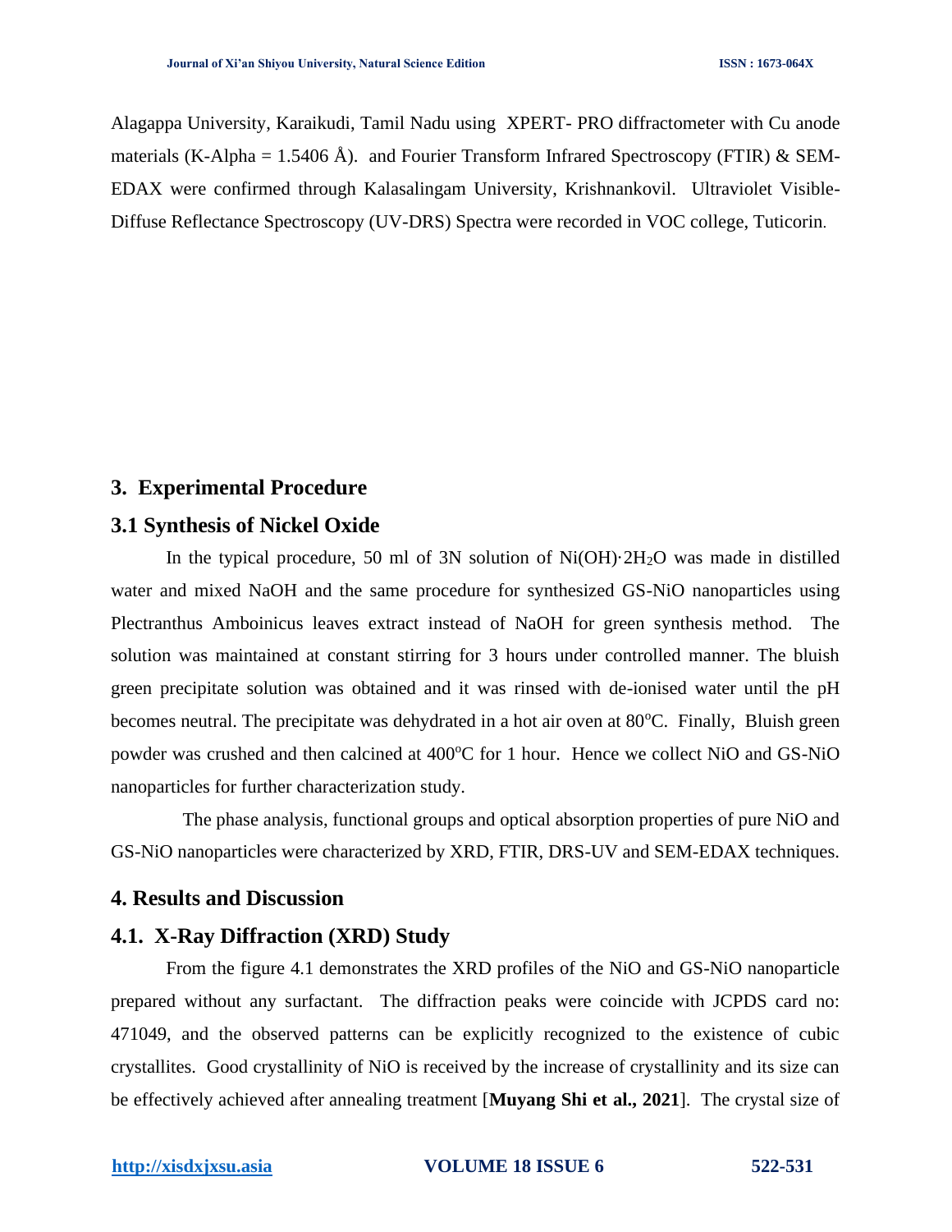Alagappa University, Karaikudi, Tamil Nadu using XPERT- PRO diffractometer with Cu anode materials (K-Alpha = 1.5406 Å). and Fourier Transform Infrared Spectroscopy (FTIR) & SEM-EDAX were confirmed through Kalasalingam University, Krishnankovil. Ultraviolet Visible-Diffuse Reflectance Spectroscopy (UV-DRS) Spectra were recorded in VOC college, Tuticorin.

## 3. Experimental Procedure

### 3.1 Synthesis of Nickel Oxide

In the typical procedure, 50 ml of 3N solution of $Ni(OH)\cdot 2H_2O$ was made in distilled water and mixed NaOH and the same procedure for synthesized GS-NiO nanoparticles using Plectranthus Amboinicus leaves extract instead of NaOH for green synthesis method. The solution was maintained at constant stirring for 3 hours under controlled manner. The bluish green precipitate solution was obtained and it was rinsed with de-ionised water until the pH becomes neutral. The precipitate was dehydrated in a hot air oven at $80^oC$. Finally, Bluish green powder was crushed and then calcined at $400^oC$ for 1 hour. Hence we collect NiO and GS-NiO nanoparticles for further characterization study.

The phase analysis, functional groups and optical absorption properties of pure NiO and GS-NiO nanoparticles were characterized by XRD, FTIR, DRS-UV and SEM-EDAX techniques.

## 4. Results and Discussion

### 4.1. X-Ray Diffraction (XRD) Study

From the figure 4.1 demonstrates the XRD profiles of the NiO and GS-NiO nanoparticle prepared without any surfactant. The diffraction peaks were coincide with JCPDS card no: 471049, and the observed patterns can be explicitly recognized to the existence of cubic crystallites. Good crystallinity of NiO is received by the increase of crystallinity and its size can be effectively achieved after annealing treatment [**Muyang Shi et al., 2021**]. The crystal size of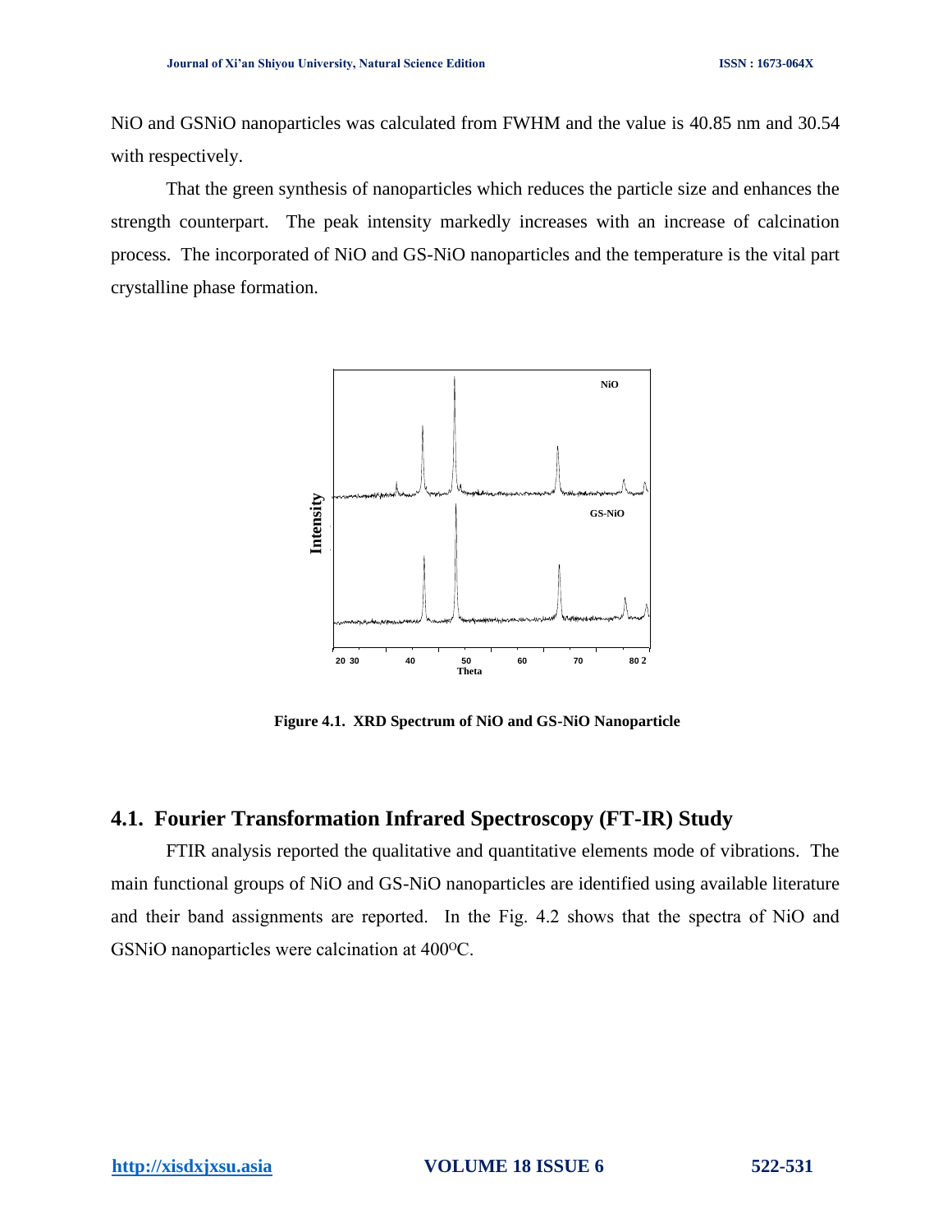NiO and GSNiO nanoparticles was calculated from FWHM and the value is 40.85 nm and 30.54 with respectively.

That the green synthesis of nanoparticles which reduces the particle size and enhances the strength counterpart. The peak intensity markedly increases with an increase of calcination process. The incorporated of NiO and GS-NiO nanoparticles and the temperature is the vital part crystalline phase formation.

**Figure 4.1. XRD Spectrum of NiO and GS-NiO Nanoparticle**

## 4.1. Fourier Transformation Infrared Spectroscopy (FT-IR) Study

FTIR analysis reported the qualitative and quantitative elements mode of vibrations. The main functional groups of NiO and GS-NiO nanoparticles are identified using available literature and their band assignments are reported. In the Fig. 4.2 shows that the spectra of NiO and GSNiO nanoparticles were calcination at 400$^{O}$C.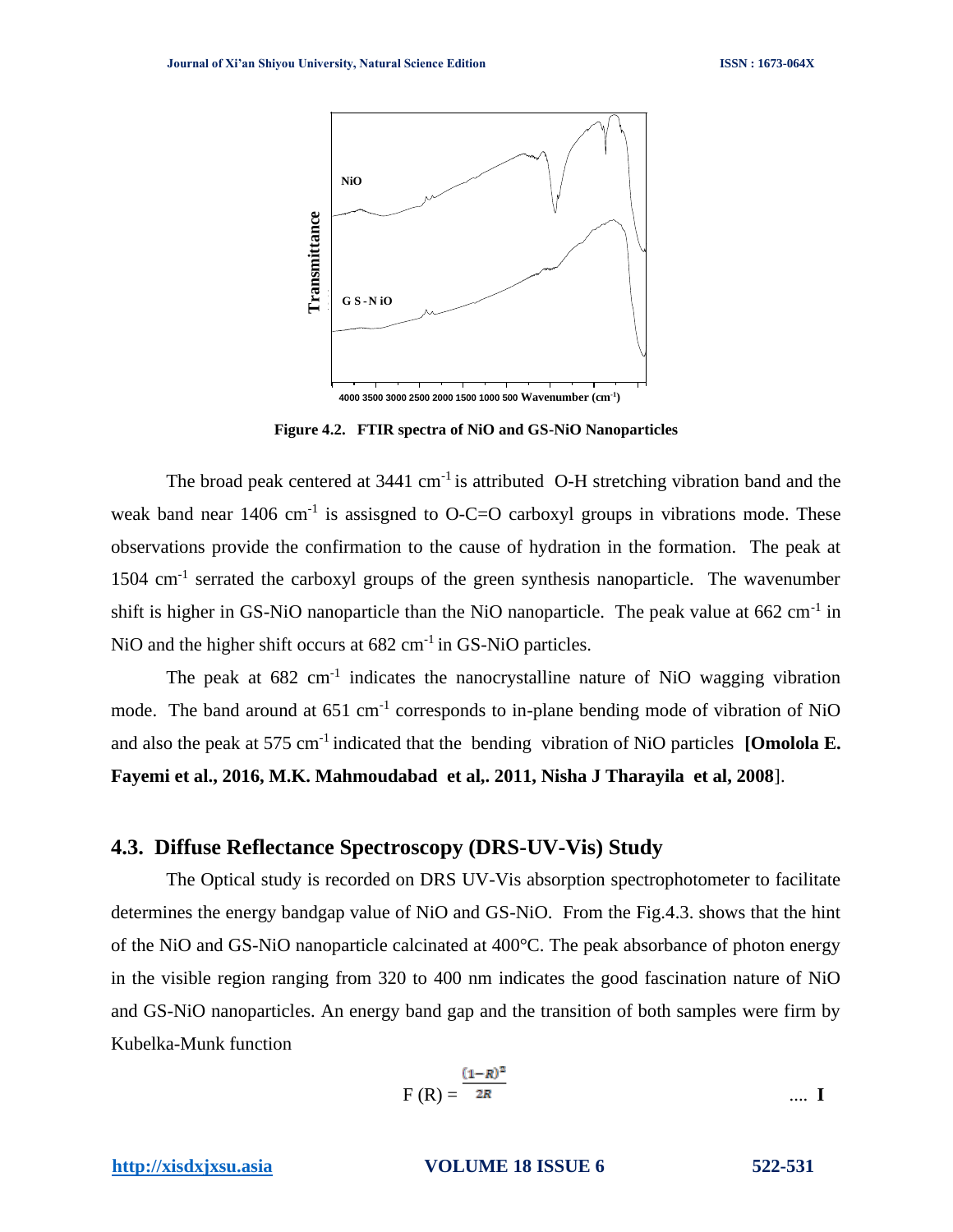**Figure 4.2. FTIR spectra of NiO and GS-NiO Nanoparticles**

The broad peak centered at 3441 $cm^{-1}$ is attributed O-H stretching vibration band and the weak band near 1406 $cm^{-1}$ is assisgned to O-C=O carboxyl groups in vibrations mode. These observations provide the confirmation to the cause of hydration in the formation. The peak at 1504 $cm^{-1}$ serrated the carboxyl groups of the green synthesis nanoparticle. The wavenumber shift is higher in GS-NiO nanoparticle than the NiO nanoparticle. The peak value at 662 $cm^{-1}$ in NiO and the higher shift occurs at 682 $cm^{-1}$ in GS-NiO particles.

The peak at 682 $cm^{-1}$ indicates the nanocrystalline nature of NiO wagging vibration mode. The band around at 651 $cm^{-1}$ corresponds to in-plane bending mode of vibration of NiO and also the peak at 575 $cm^{-1}$ indicated that the bending vibration of NiO particles **[Omolola E. Fayemi et al., 2016, M.K. Mahmoudabad et al,. 2011, Nisha J Tharayila et al, 2008**].

## 4.3. Diffuse Reflectance Spectroscopy (DRS-UV-Vis) Study

The Optical study is recorded on DRS UV-Vis absorption spectrophotometer to facilitate determines the energy bandgap value of NiO and GS-NiO. From the Fig.4.3. shows that the hint of the NiO and GS-NiO nanoparticle calcinated at 400°C. The peak absorbance of photon energy in the visible region ranging from 320 to 400 nm indicates the good fascination nature of NiO and GS-NiO nanoparticles. An energy band gap and the transition of both samples were firm by Kubelka-Munk function

$$F(R) = \frac{(1-R)^2}{2R} \qquad \text{.... I}$$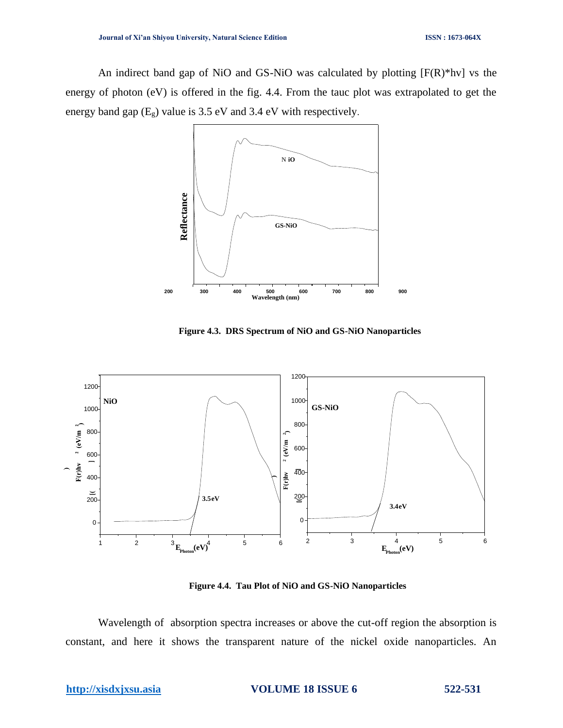An indirect band gap of NiO and GS-NiO was calculated by plotting [F(R)*hv] vs the energy of photon (eV) is offered in the fig. 4.4. From the tauc plot was extrapolated to get the energy band gap ($E_g$) value is 3.5 eV and 3.4 eV with respectively.

**Figure 4.3. DRS Spectrum of NiO and GS-NiO Nanoparticles**

**Figure 4.4. Tau Plot of NiO and GS-NiO Nanoparticles**

Wavelength of absorption spectra increases or above the cut-off region the absorption is constant, and here it shows the transparent nature of the nickel oxide nanoparticles. An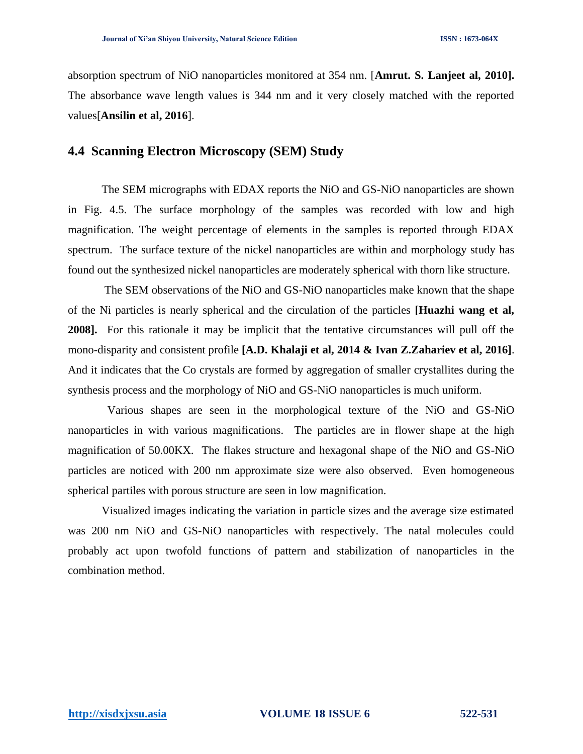absorption spectrum of NiO nanoparticles monitored at 354 nm. [**Amrut. S. Lanjeet al, 2010].** The absorbance wave length values is 344 nm and it very closely matched with the reported values[**Ansilin et al, 2016**].

## 4.4 Scanning Electron Microscopy (SEM) Study

The SEM micrographs with EDAX reports the NiO and GS-NiO nanoparticles are shown in Fig. 4.5. The surface morphology of the samples was recorded with low and high magnification. The weight percentage of elements in the samples is reported through EDAX spectrum. The surface texture of the nickel nanoparticles are within and morphology study has found out the synthesized nickel nanoparticles are moderately spherical with thorn like structure.

The SEM observations of the NiO and GS-NiO nanoparticles make known that the shape of the Ni particles is nearly spherical and the circulation of the particles **[Huazhi wang et al, 2008].** For this rationale it may be implicit that the tentative circumstances will pull off the mono-disparity and consistent profile **[A.D. Khalaji et al, 2014 & Ivan Z.Zahariev et al, 2016]**. And it indicates that the Co crystals are formed by aggregation of smaller crystallites during the synthesis process and the morphology of NiO and GS-NiO nanoparticles is much uniform.

Various shapes are seen in the morphological texture of the NiO and GS-NiO nanoparticles in with various magnifications. The particles are in flower shape at the high magnification of 50.00KX. The flakes structure and hexagonal shape of the NiO and GS-NiO particles are noticed with 200 nm approximate size were also observed. Even homogeneous spherical partiles with porous structure are seen in low magnification.

Visualized images indicating the variation in particle sizes and the average size estimated was 200 nm NiO and GS-NiO nanoparticles with respectively. The natal molecules could probably act upon twofold functions of pattern and stabilization of nanoparticles in the combination method.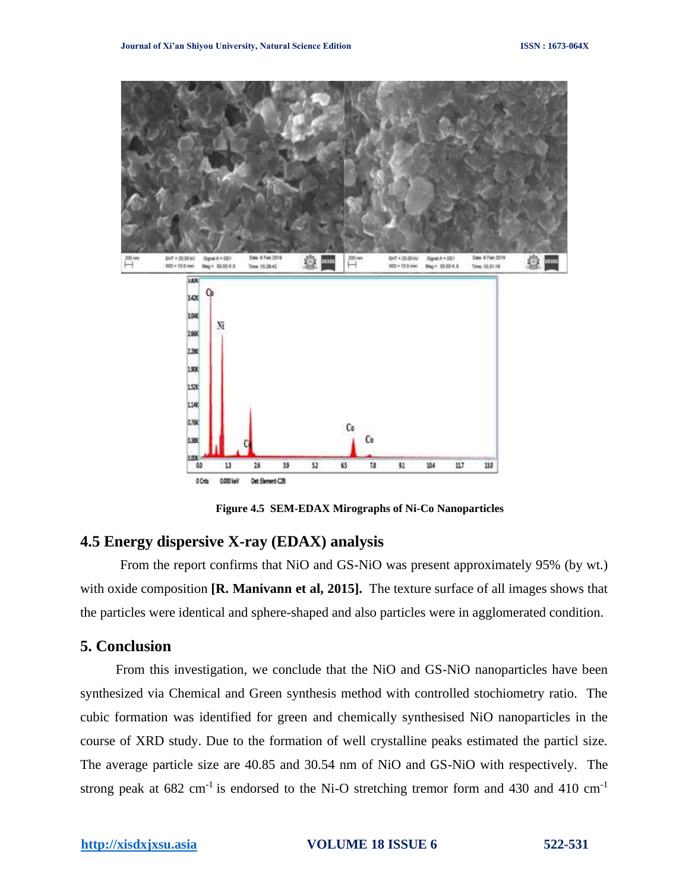**Figure 4.5 SEM-EDAX Mirographs of Ni-Co Nanoparticles**

## 4.5 Energy dispersive X-ray (EDAX) analysis

From the report confirms that NiO and GS-NiO was present approximately 95% (by wt.) with oxide composition **[R. Manivann et al, 2015].** The texture surface of all images shows that the particles were identical and sphere-shaped and also particles were in agglomerated condition.

## 5. Conclusion

From this investigation, we conclude that the NiO and GS-NiO nanoparticles have been synthesized via Chemical and Green synthesis method with controlled stochiometry ratio. The cubic formation was identified for green and chemically synthesised NiO nanoparticles in the course of XRD study. Due to the formation of well crystalline peaks estimated the particl size. The average particle size are 40.85 and 30.54 nm of NiO and GS-NiO with respectively. The strong peak at 682 $cm^{-1}$ is endorsed to the Ni-O stretching tremor form and 430 and 410 $cm^{-1}$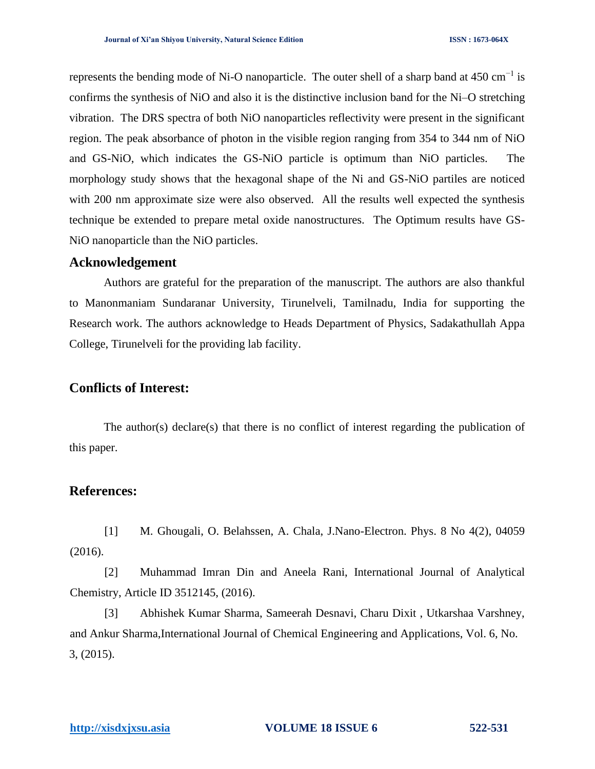represents the bending mode of Ni-O nanoparticle. The outer shell of a sharp band at 450 $cm^{-1}$ is confirms the synthesis of NiO and also it is the distinctive inclusion band for the Ni–O stretching vibration. The DRS spectra of both NiO nanoparticles reflectivity were present in the significant region. The peak absorbance of photon in the visible region ranging from 354 to 344 nm of NiO and GS-NiO, which indicates the GS-NiO particle is optimum than NiO particles. The morphology study shows that the hexagonal shape of the Ni and GS-NiO partiles are noticed with 200 nm approximate size were also observed. All the results well expected the synthesis technique be extended to prepare metal oxide nanostructures. The Optimum results have GS-NiO nanoparticle than the NiO particles.

## Acknowledgement

Authors are grateful for the preparation of the manuscript. The authors are also thankful to Manonmaniam Sundaranar University, Tirunelveli, Tamilnadu, India for supporting the Research work. The authors acknowledge to Heads Department of Physics, Sadakathullah Appa College, Tirunelveli for the providing lab facility.

## Conflicts of Interest:

The author(s) declare(s) that there is no conflict of interest regarding the publication of this paper.

## References:

[1] M. Ghougali, O. Belahssen, A. Chala, J.Nano-Electron. Phys. 8 No 4(2), 04059 (2016).

[2] Muhammad Imran Din and Aneela Rani, International Journal of Analytical Chemistry, Article ID 3512145, (2016).

[3] Abhishek Kumar Sharma, Sameerah Desnavi, Charu Dixit , Utkarshaa Varshney, and Ankur Sharma,International Journal of Chemical Engineering and Applications, Vol. 6, No. 3, (2015).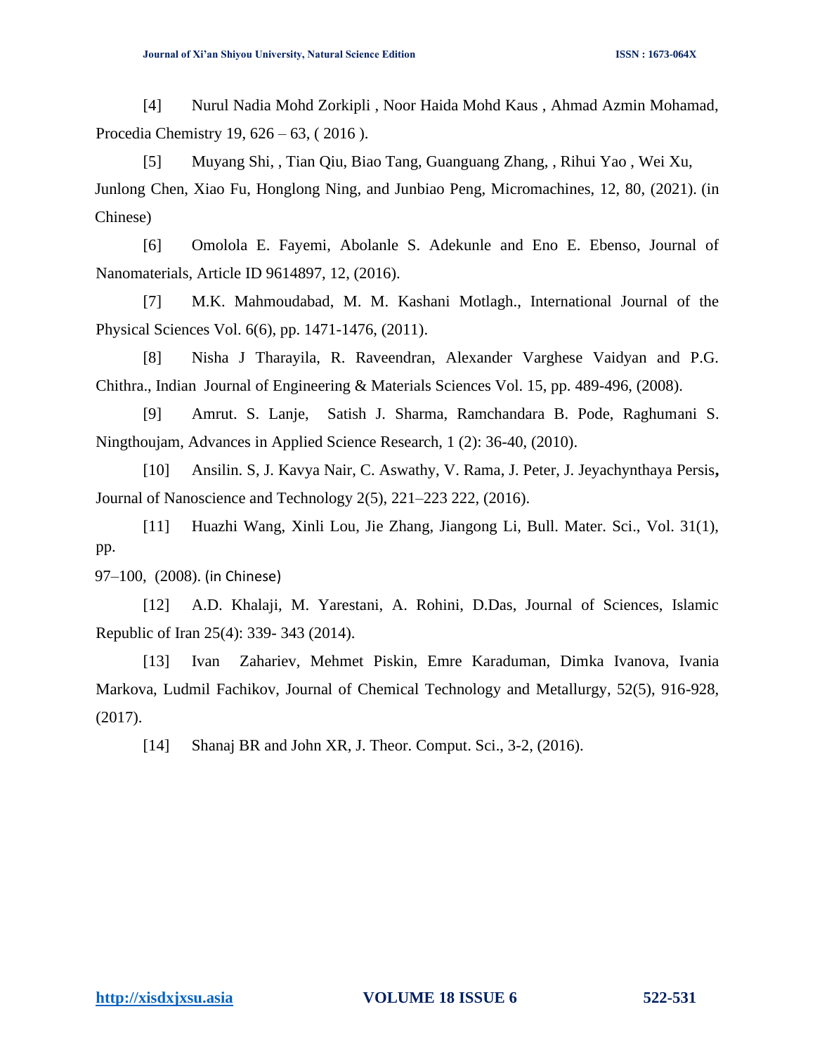[4] Nurul Nadia Mohd Zorkipli , Noor Haida Mohd Kaus , Ahmad Azmin Mohamad, Procedia Chemistry 19, 626 – 63, ( 2016 ).

[5] Muyang Shi, , Tian Qiu, Biao Tang, Guanguang Zhang, , Rihui Yao , Wei Xu, Junlong Chen, Xiao Fu, Honglong Ning, and Junbiao Peng, Micromachines, 12, 80, (2021). (in Chinese)

[6] Omolola E. Fayemi, Abolanle S. Adekunle and Eno E. Ebenso, Journal of Nanomaterials, Article ID 9614897, 12, (2016).

[7] M.K. Mahmoudabad, M. M. Kashani Motlagh., International Journal of the Physical Sciences Vol. 6(6), pp. 1471-1476, (2011).

[8] Nisha J Tharayila, R. Raveendran, Alexander Varghese Vaidyan and P.G. Chithra., Indian Journal of Engineering & Materials Sciences Vol. 15, pp. 489-496, (2008).

[9] Amrut. S. Lanje, Satish J. Sharma, Ramchandara B. Pode, Raghumani S. Ningthoujam, Advances in Applied Science Research, 1 (2): 36-40, (2010).

[10] Ansilin. S, J. Kavya Nair, C. Aswathy, V. Rama, J. Peter, J. Jeyachynthaya Persis**,** Journal of Nanoscience and Technology 2(5), 221–223 222, (2016).

[11] Huazhi Wang, Xinli Lou, Jie Zhang, Jiangong Li, Bull. Mater. Sci., Vol. 31(1), pp.
97–100, (2008). (in Chinese)

[12] A.D. Khalaji, M. Yarestani, A. Rohini, D.Das, Journal of Sciences, Islamic Republic of Iran 25(4): 339- 343 (2014).

[13] Ivan Zahariev, Mehmet Piskin, Emre Karaduman, Dimka Ivanova, Ivania Markova, Ludmil Fachikov, Journal of Chemical Technology and Metallurgy, 52(5), 916-928, (2017).

[14] Shanaj BR and John XR, J. Theor. Comput. Sci., 3-2, (2016).